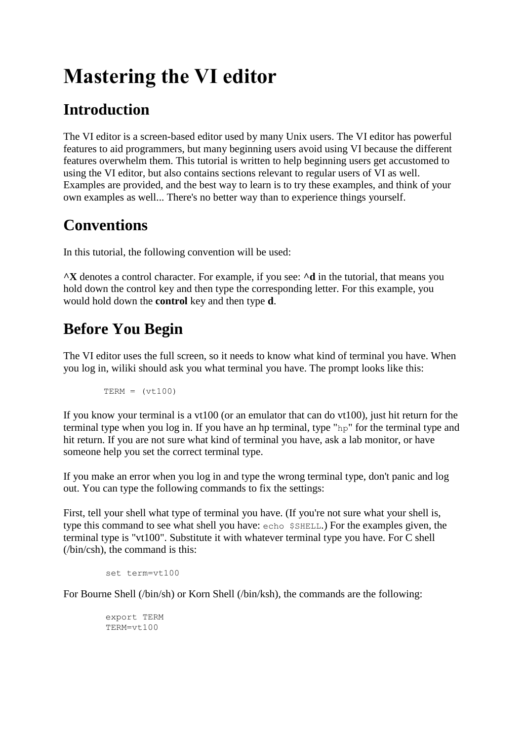# Mastering the VI editor

## Introduction

The VI editor is a screen-based editor used by many Unix users. The VI editor has powerful features to aid programmers, but many beginning users avoid using VI because the different features overwhelm them. This tutorial is written to help beginning users get accustomed to using the VI editor, but also contains sections relevant to regular users of VI as well. Examples are provided, and the best way to learn is to try these examples, and think of your own examples as well... There's no better way than to experience things yourself.

## Conventions

In this tutorial, the following convention will be used:

**^X** denotes a control character. For example, if you see: **^d** in the tutorial, that means you hold down the control key and then type the corresponding letter. For this example, you would hold down the **control** key and then type **d**.

## Before You Begin

The VI editor uses the full screen, so it needs to know what kind of terminal you have. When you log in, wiliki should ask you what terminal you have. The prompt looks like this:

```
TERM = (vt100)
```

If you know your terminal is a vt100 (or an emulator that can do vt100), just hit return for the terminal type when you log in. If you have an hp terminal, type "`hp`" for the terminal type and hit return. If you are not sure what kind of terminal you have, ask a lab monitor, or have someone help you set the correct terminal type.

If you make an error when you log in and type the wrong terminal type, don't panic and log out. You can type the following commands to fix the settings:

First, tell your shell what type of terminal you have. (If you're not sure what your shell is, type this command to see what shell you have: `echo $SHELL`.) For the examples given, the terminal type is "vt100". Substitute it with whatever terminal type you have. For C shell (/bin/csh), the command is this:

```
set term=vt100
```

For Bourne Shell (/bin/sh) or Korn Shell (/bin/ksh), the commands are the following:

```
export TERM
TERM=vt100
```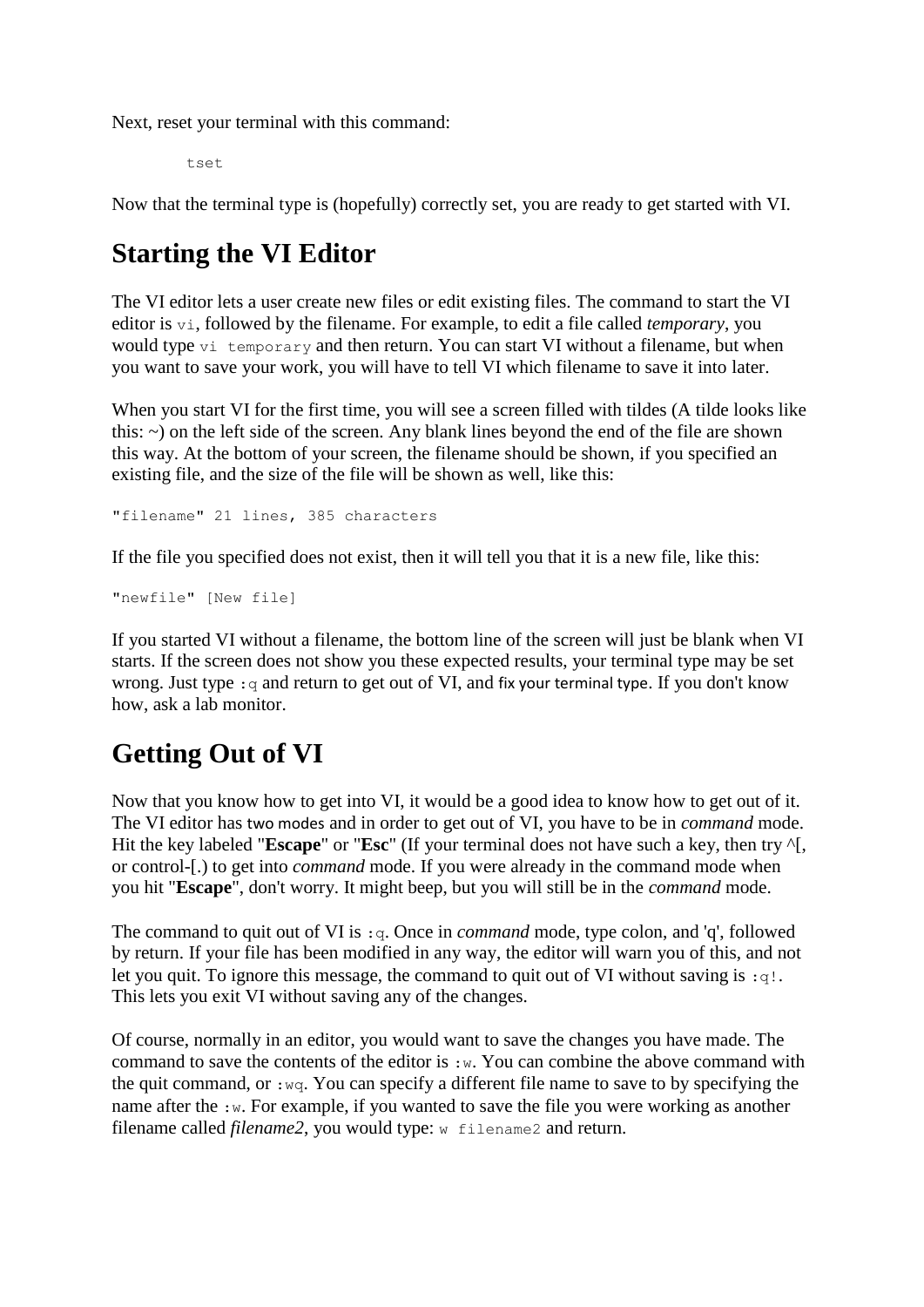Next, reset your terminal with this command:

```
tset
```

Now that the terminal type is (hopefully) correctly set, you are ready to get started with VI.

## Starting the VI Editor

The VI editor lets a user create new files or edit existing files. The command to start the VI editor is `vi`, followed by the filename. For example, to edit a file called *temporary*, you would type `vi temporary` and then return. You can start VI without a filename, but when you want to save your work, you will have to tell VI which filename to save it into later.

When you start VI for the first time, you will see a screen filled with tildes (A tilde looks like this: ~) on the left side of the screen. Any blank lines beyond the end of the file are shown this way. At the bottom of your screen, the filename should be shown, if you specified an existing file, and the size of the file will be shown as well, like this:

```
"filename" 21 lines, 385 characters
```

If the file you specified does not exist, then it will tell you that it is a new file, like this:

```
"newfile" [New file]
```

If you started VI without a filename, the bottom line of the screen will just be blank when VI starts. If the screen does not show you these expected results, your terminal type may be set wrong. Just type `:q` and return to get out of VI, and fix your terminal type. If you don't know how, ask a lab monitor.

## Getting Out of VI

Now that you know how to get into VI, it would be a good idea to know how to get out of it. The VI editor has two modes and in order to get out of VI, you have to be in *command* mode. Hit the key labeled "**Escape**" or "**Esc**" (If your terminal does not have such a key, then try ^[, or control-[.) to get into *command* mode. If you were already in the command mode when you hit "**Escape**", don't worry. It might beep, but you will still be in the *command* mode.

The command to quit out of VI is `:q`. Once in *command* mode, type colon, and 'q', followed by return. If your file has been modified in any way, the editor will warn you of this, and not let you quit. To ignore this message, the command to quit out of VI without saving is `:q!`. This lets you exit VI without saving any of the changes.

Of course, normally in an editor, you would want to save the changes you have made. The command to save the contents of the editor is `:w`. You can combine the above command with the quit command, or `:wq`. You can specify a different file name to save to by specifying the name after the `:w`. For example, if you wanted to save the file you were working as another filename called *filename2*, you would type: `w filename2` and return.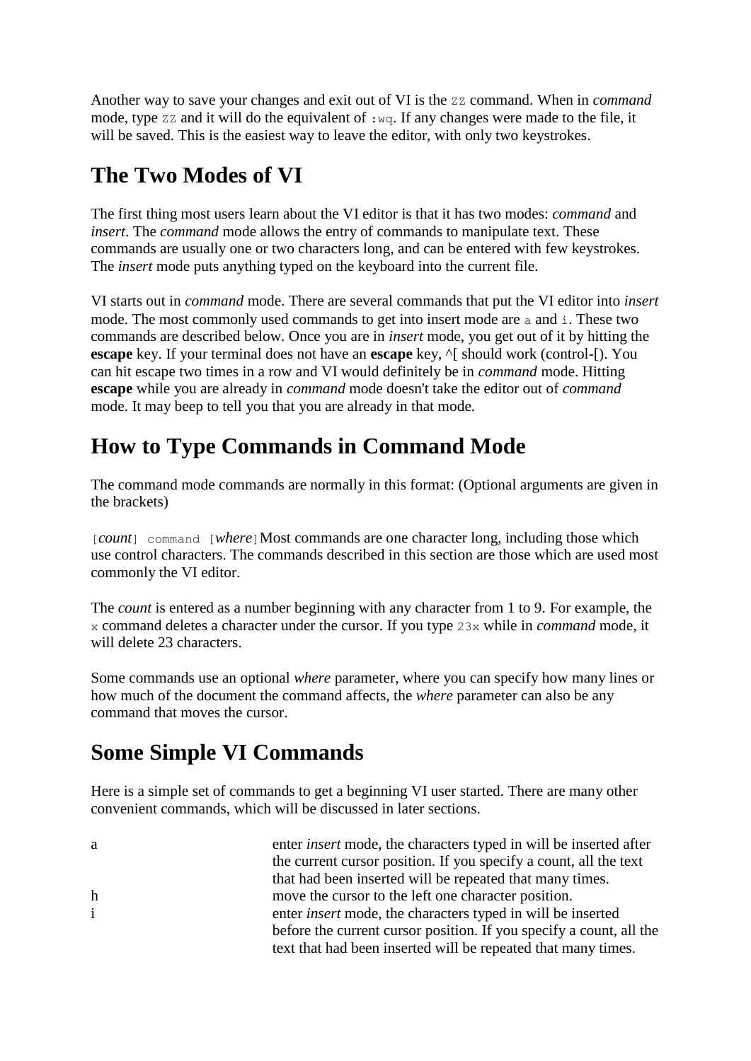Another way to save your changes and exit out of VI is the `ZZ` command. When in *command* mode, type `ZZ` and it will do the equivalent of `:wq`. If any changes were made to the file, it will be saved. This is the easiest way to leave the editor, with only two keystrokes.

## The Two Modes of VI

The first thing most users learn about the VI editor is that it has two modes: *command* and *insert*. The *command* mode allows the entry of commands to manipulate text. These commands are usually one or two characters long, and can be entered with few keystrokes. The *insert* mode puts anything typed on the keyboard into the current file.

VI starts out in *command* mode. There are several commands that put the VI editor into *insert* mode. The most commonly used commands to get into insert mode are `a` and `i`. These two commands are described below. Once you are in *insert* mode, you get out of it by hitting the **escape** key. If your terminal does not have an **escape** key, ^[ should work (control-[). You can hit escape two times in a row and VI would definitely be in *command* mode. Hitting **escape** while you are already in *command* mode doesn't take the editor out of *command* mode. It may beep to tell you that you are already in that mode.

## How to Type Commands in Command Mode

The command mode commands are normally in this format: (Optional arguments are given in the brackets)

`[`*count*`] command [`*where*`]` Most commands are one character long, including those which use control characters. The commands described in this section are those which are used most commonly the VI editor.

The *count* is entered as a number beginning with any character from 1 to 9. For example, the `x` command deletes a character under the cursor. If you type `23x` while in *command* mode, it will delete 23 characters.

Some commands use an optional *where* parameter, where you can specify how many lines or how much of the document the command affects, the *where* parameter can also be any command that moves the cursor.

## Some Simple VI Commands

Here is a simple set of commands to get a beginning VI user started. There are many other convenient commands, which will be discussed in later sections.

| | |
|---|---|
| a | enter *insert* mode, the characters typed in will be inserted after the current cursor position. If you specify a count, all the text that had been inserted will be repeated that many times. |
| h | move the cursor to the left one character position. |
| i | enter *insert* mode, the characters typed in will be inserted before the current cursor position. If you specify a count, all the text that had been inserted will be repeated that many times. |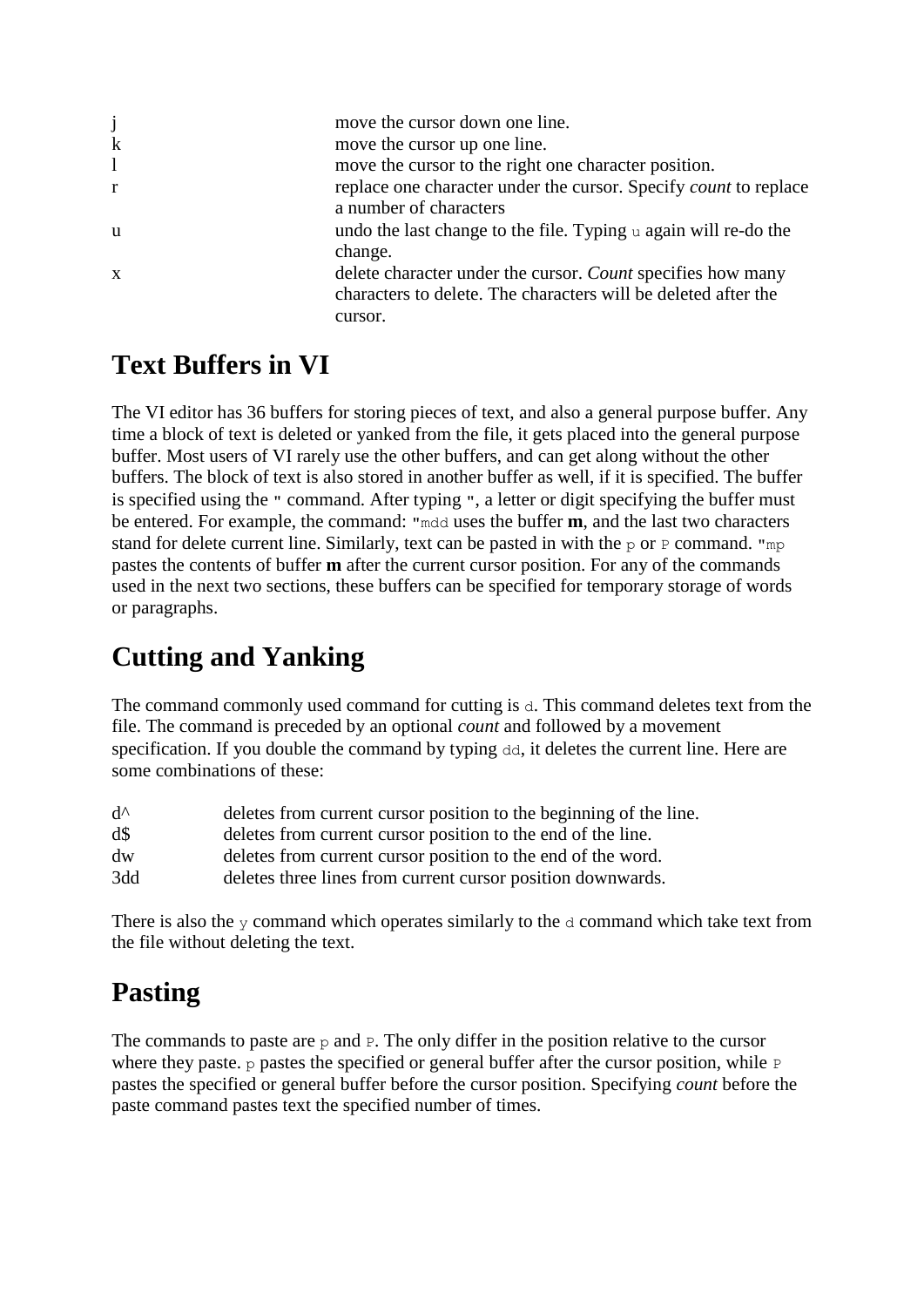| | |
|---|---|
| j | move the cursor down one line. |
| k | move the cursor up one line. |
| l | move the cursor to the right one character position. |
| r | replace one character under the cursor. Specify *count* to replace a number of characters |
| u | undo the last change to the file. Typing `u` again will re-do the change. |
| x | delete character under the cursor. *Count* specifies how many characters to delete. The characters will be deleted after the cursor. |

# Text Buffers in VI

The VI editor has 36 buffers for storing pieces of text, and also a general purpose buffer. Any time a block of text is deleted or yanked from the file, it gets placed into the general purpose buffer. Most users of VI rarely use the other buffers, and can get along without the other buffers. The block of text is also stored in another buffer as well, if it is specified. The buffer is specified using the `"` command. After typing `"`, a letter or digit specifying the buffer must be entered. For example, the command: `"mdd` uses the buffer **m**, and the last two characters stand for delete current line. Similarly, text can be pasted in with the `p` or `P` command. `"mp` pastes the contents of buffer **m** after the current cursor position. For any of the commands used in the next two sections, these buffers can be specified for temporary storage of words or paragraphs.

# Cutting and Yanking

The command commonly used command for cutting is `d`. This command deletes text from the file. The command is preceded by an optional *count* and followed by a movement specification. If you double the command by typing `dd`, it deletes the current line. Here are some combinations of these:

| | |
|---|---|
| d^ | deletes from current cursor position to the beginning of the line. |
| d$ | deletes from current cursor position to the end of the line. |
| dw | deletes from current cursor position to the end of the word. |
| 3dd | deletes three lines from current cursor position downwards. |

There is also the `y` command which operates similarly to the `d` command which take text from the file without deleting the text.

# Pasting

The commands to paste are `p` and `P`. The only differ in the position relative to the cursor where they paste. `p` pastes the specified or general buffer after the cursor position, while `P` pastes the specified or general buffer before the cursor position. Specifying *count* before the paste command pastes text the specified number of times.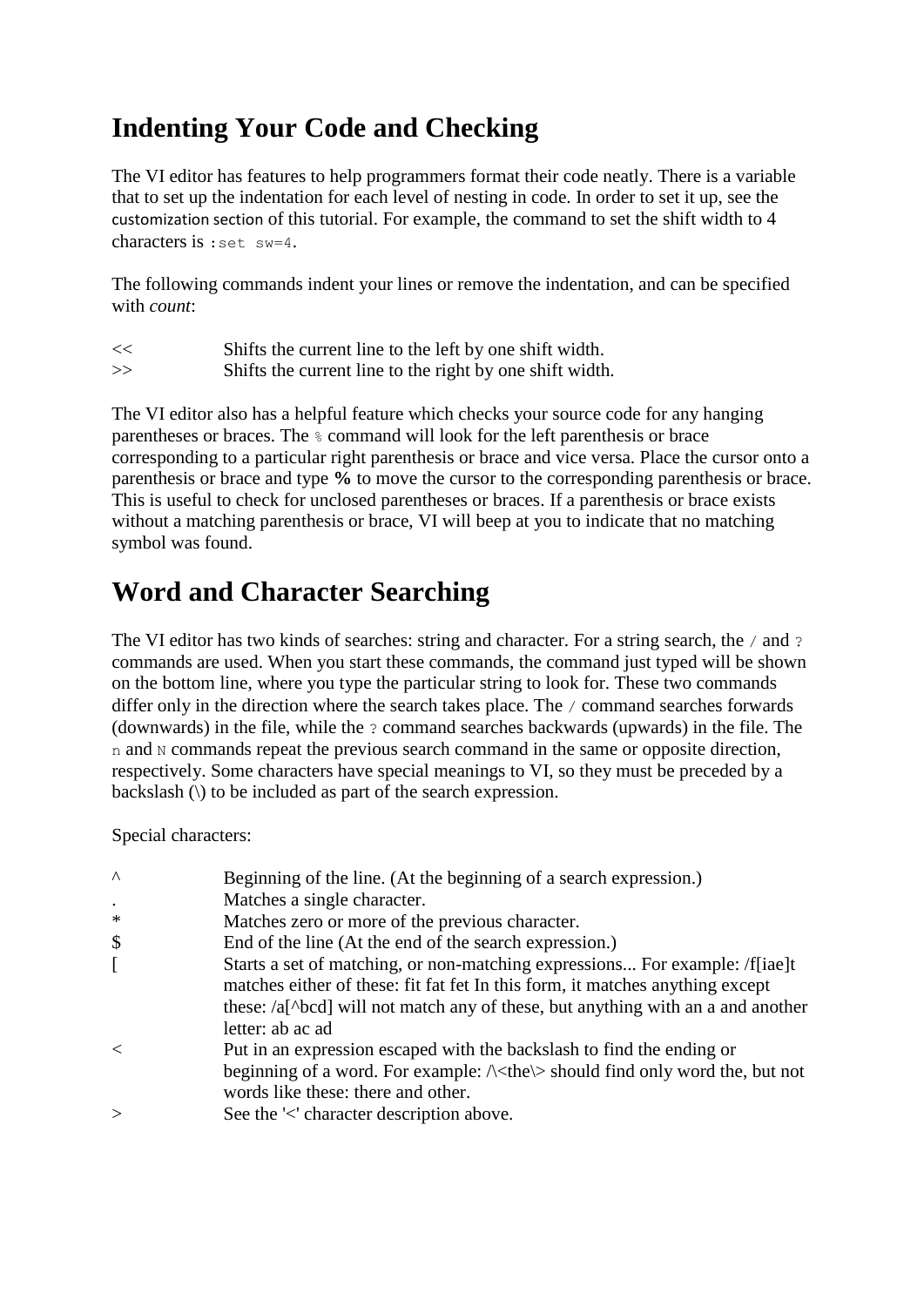# Indenting Your Code and Checking

The VI editor has features to help programmers format their code neatly. There is a variable that to set up the indentation for each level of nesting in code. In order to set it up, see the customization section of this tutorial. For example, the command to set the shift width to 4 characters is `:set sw=4`.

The following commands indent your lines or remove the indentation, and can be specified with *count*:

| | |
|---|---|
| << | Shifts the current line to the left by one shift width. |
| >> | Shifts the current line to the right by one shift width. |

The VI editor also has a helpful feature which checks your source code for any hanging parentheses or braces. The `%` command will look for the left parenthesis or brace corresponding to a particular right parenthesis or brace and vice versa. Place the cursor onto a parenthesis or brace and type **%** to move the cursor to the corresponding parenthesis or brace. This is useful to check for unclosed parentheses or braces. If a parenthesis or brace exists without a matching parenthesis or brace, VI will beep at you to indicate that no matching symbol was found.

# Word and Character Searching

The VI editor has two kinds of searches: string and character. For a string search, the `/` and `?` commands are used. When you start these commands, the command just typed will be shown on the bottom line, where you type the particular string to look for. These two commands differ only in the direction where the search takes place. The `/` command searches forwards (downwards) in the file, while the `?` command searches backwards (upwards) in the file. The `n` and `N` commands repeat the previous search command in the same or opposite direction, respectively. Some characters have special meanings to VI, so they must be preceded by a backslash (\) to be included as part of the search expression.

Special characters:

| | |
|---|---|
| ^ | Beginning of the line. (At the beginning of a search expression.) |
| . | Matches a single character. |
| * | Matches zero or more of the previous character. |
| $ | End of the line (At the end of the search expression.) |
| [ | Starts a set of matching, or non-matching expressions... For example: /f[iae]t matches either of these: fit fat fet In this form, it matches anything except these: /a[^bcd] will not match any of these, but anything with an a and another letter: ab ac ad |
| < | Put in an expression escaped with the backslash to find the ending or beginning of a word. For example: /\<the\> should find only word the, but not words like these: there and other. |
| > | See the '<' character description above. |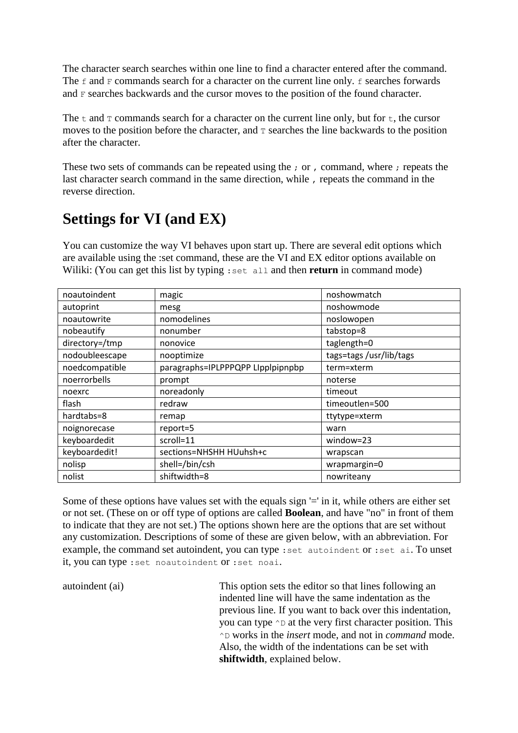The character search searches within one line to find a character entered after the command. The `f` and `F` commands search for a character on the current line only. `f` searches forwards and `F` searches backwards and the cursor moves to the position of the found character.

The `t` and `T` commands search for a character on the current line only, but for `t`, the cursor moves to the position before the character, and `T` searches the line backwards to the position after the character.

These two sets of commands can be repeated using the `;` or `,` command, where `;` repeats the last character search command in the same direction, while `,` repeats the command in the reverse direction.

## Settings for VI (and EX)

You can customize the way VI behaves upon start up. There are several edit options which are available using the :set command, these are the VI and EX editor options available on Wiliki: (You can get this list by typing `:set all` and then **return** in command mode)

| noautoindent | magic | noshowmatch |
|---|---|---|
| autoprint | mesg | noshowmode |
| noautowrite | nomodelines | noslowopen |
| nobeautify | nonumber | tabstop=8 |
| directory=/tmp | nonovice | taglength=0 |
| nodoubleescape | nooptimize | tags=tags /usr/lib/tags |
| noedcompatible | paragraphs=IPLPPPQPP LIpplpipnpbp | term=xterm |
| noerrorbells | prompt | noterse |
| noexrc | noreadonly | timeout |
| flash | redraw | timeoutlen=500 |
| hardtabs=8 | remap | ttytype=xterm |
| noignorecase | report=5 | warn |
| keyboardedit | scroll=11 | window=23 |
| keyboardedit! | sections=NHSHH HUuhsh+c | wrapscan |
| nolisp | shell=/bin/csh | wrapmargin=0 |
| nolist | shiftwidth=8 | nowriteany |

Some of these options have values set with the equals sign '=' in it, while others are either set or not set. (These on or off type of options are called **Boolean**, and have "no" in front of them to indicate that they are not set.) The options shown here are the options that are set without any customization. Descriptions of some of these are given below, with an abbreviation. For example, the command set autoindent, you can type `:set autoindent` or `:set ai`. To unset it, you can type `:set noautoindent` or `:set noai`.

autoindent (ai) — This option sets the editor so that lines following an indented line will have the same indentation as the previous line. If you want to back over this indentation, you can type `^D` at the very first character position. This `^D` works in the *insert* mode, and not in *command* mode. Also, the width of the indentations can be set with **shiftwidth**, explained below.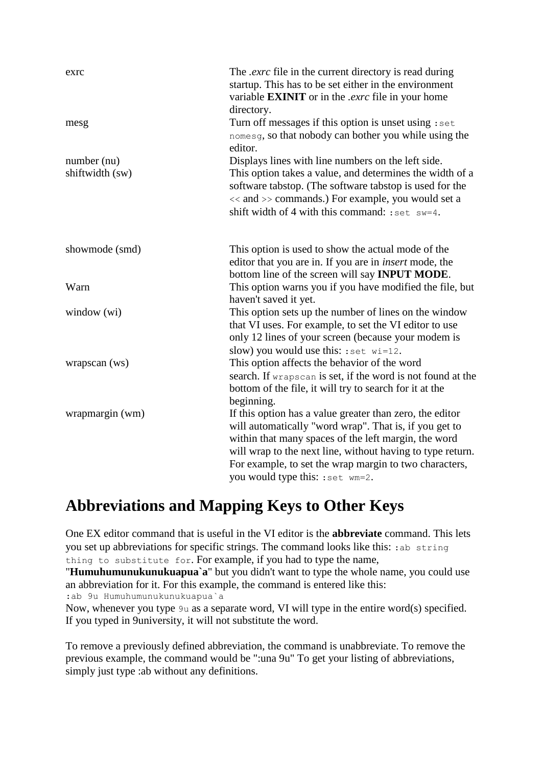| | |
|---|---|
| exrc | The *.exrc* file in the current directory is read during startup. This has to be set either in the environment variable **EXINIT** or in the *.exrc* file in your home directory. |
| mesg | Turn off messages if this option is unset using `:set nomesg`, so that nobody can bother you while using the editor. |
| number (nu) | Displays lines with line numbers on the left side. |
| shiftwidth (sw) | This option takes a value, and determines the width of a software tabstop. (The software tabstop is used for the `<<` and `>>` commands.) For example, you would set a shift width of 4 with this command: `:set sw=4`. |
| showmode (smd) | This option is used to show the actual mode of the editor that you are in. If you are in *insert* mode, the bottom line of the screen will say **INPUT MODE**. |
| Warn | This option warns you if you have modified the file, but haven't saved it yet. |
| window (wi) | This option sets up the number of lines on the window that VI uses. For example, to set the VI editor to use only 12 lines of your screen (because your modem is slow) you would use this: `:set wi=12`. |
| wrapscan (ws) | This option affects the behavior of the word search. If `wrapscan` is set, if the word is not found at the bottom of the file, it will try to search for it at the beginning. |
| wrapmargin (wm) | If this option has a value greater than zero, the editor will automatically "word wrap". That is, if you get to within that many spaces of the left margin, the word will wrap to the next line, without having to type return. For example, to set the wrap margin to two characters, you would type this: `:set wm=2`. |

# Abbreviations and Mapping Keys to Other Keys

One EX editor command that is useful in the VI editor is the **abbreviate** command. This lets you set up abbreviations for specific strings. The command looks like this: `:ab string thing to substitute for`. For example, if you had to type the name, "**Humuhumunukunukuapua`a**" but you didn't want to type the whole name, you could use an abbreviation for it. For this example, the command is entered like this:

```
:ab 9u Humuhumunukunukuapua`a
```

Now, whenever you type `9u` as a separate word, VI will type in the entire word(s) specified. If you typed in 9university, it will not substitute the word.

To remove a previously defined abbreviation, the command is unabbreviate. To remove the previous example, the command would be ":una 9u" To get your listing of abbreviations, simply just type :ab without any definitions.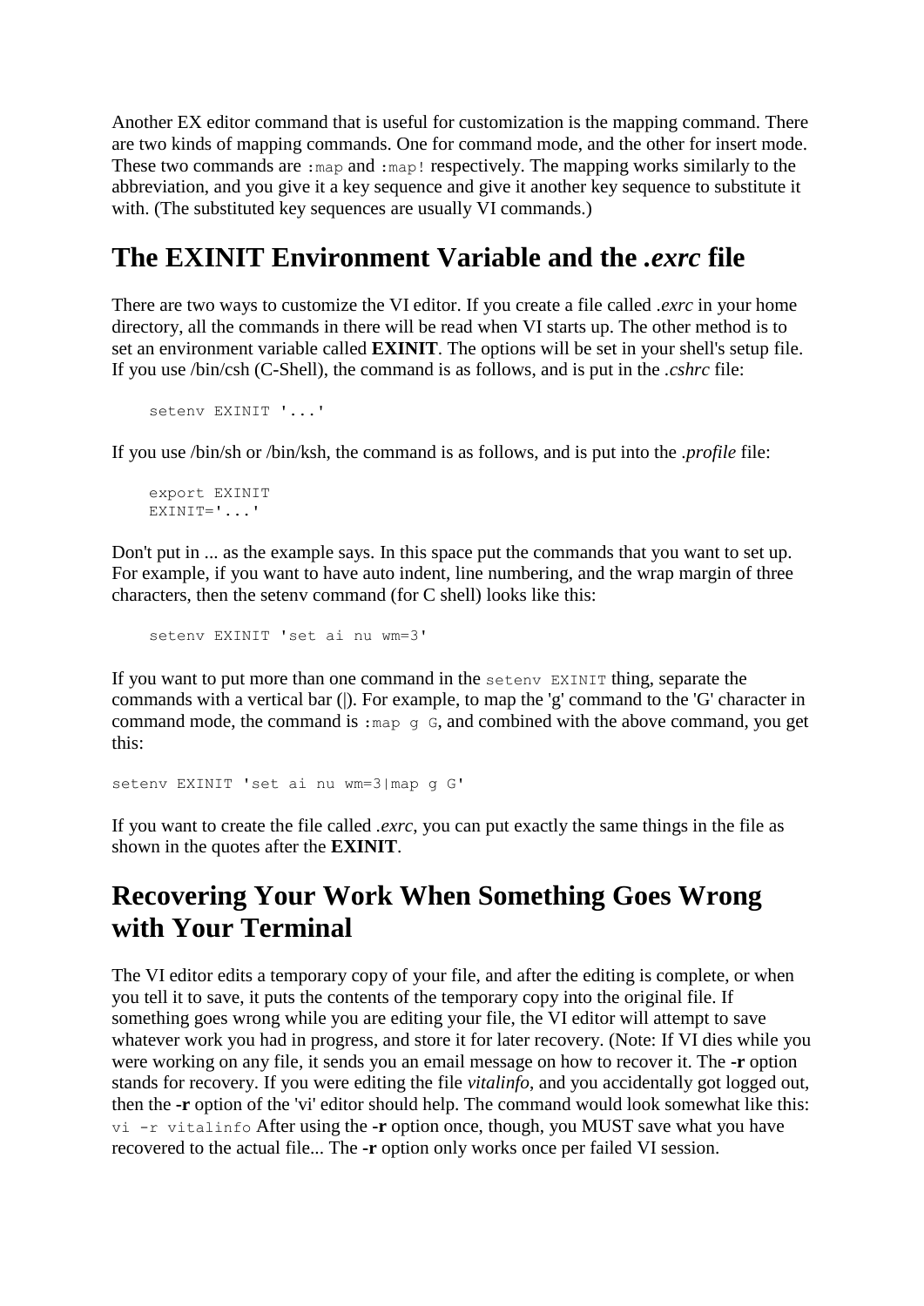Another EX editor command that is useful for customization is the mapping command. There are two kinds of mapping commands. One for command mode, and the other for insert mode. These two commands are `:map` and `:map!` respectively. The mapping works similarly to the abbreviation, and you give it a key sequence and give it another key sequence to substitute it with. (The substituted key sequences are usually VI commands.)

## The EXINIT Environment Variable and the *.exrc* file

There are two ways to customize the VI editor. If you create a file called *.exrc* in your home directory, all the commands in there will be read when VI starts up. The other method is to set an environment variable called **EXINIT**. The options will be set in your shell's setup file. If you use /bin/csh (C-Shell), the command is as follows, and is put in the *.cshrc* file:

```
setenv EXINIT '...'
```

If you use /bin/sh or /bin/ksh, the command is as follows, and is put into the *.profile* file:

```
export EXINIT
EXINIT='...'
```

Don't put in ... as the example says. In this space put the commands that you want to set up. For example, if you want to have auto indent, line numbering, and the wrap margin of three characters, then the setenv command (for C shell) looks like this:

```
setenv EXINIT 'set ai nu wm=3'
```

If you want to put more than one command in the `setenv EXINIT` thing, separate the commands with a vertical bar (|). For example, to map the 'g' command to the 'G' character in command mode, the command is `:map g G`, and combined with the above command, you get this:

```
setenv EXINIT 'set ai nu wm=3|map g G'
```

If you want to create the file called *.exrc*, you can put exactly the same things in the file as shown in the quotes after the **EXINIT**.

## Recovering Your Work When Something Goes Wrong with Your Terminal

The VI editor edits a temporary copy of your file, and after the editing is complete, or when you tell it to save, it puts the contents of the temporary copy into the original file. If something goes wrong while you are editing your file, the VI editor will attempt to save whatever work you had in progress, and store it for later recovery. (Note: If VI dies while you were working on any file, it sends you an email message on how to recover it. The **-r** option stands for recovery. If you were editing the file *vitalinfo*, and you accidentally got logged out, then the **-r** option of the 'vi' editor should help. The command would look somewhat like this: `vi -r vitalinfo` After using the **-r** option once, though, you MUST save what you have recovered to the actual file... The **-r** option only works once per failed VI session.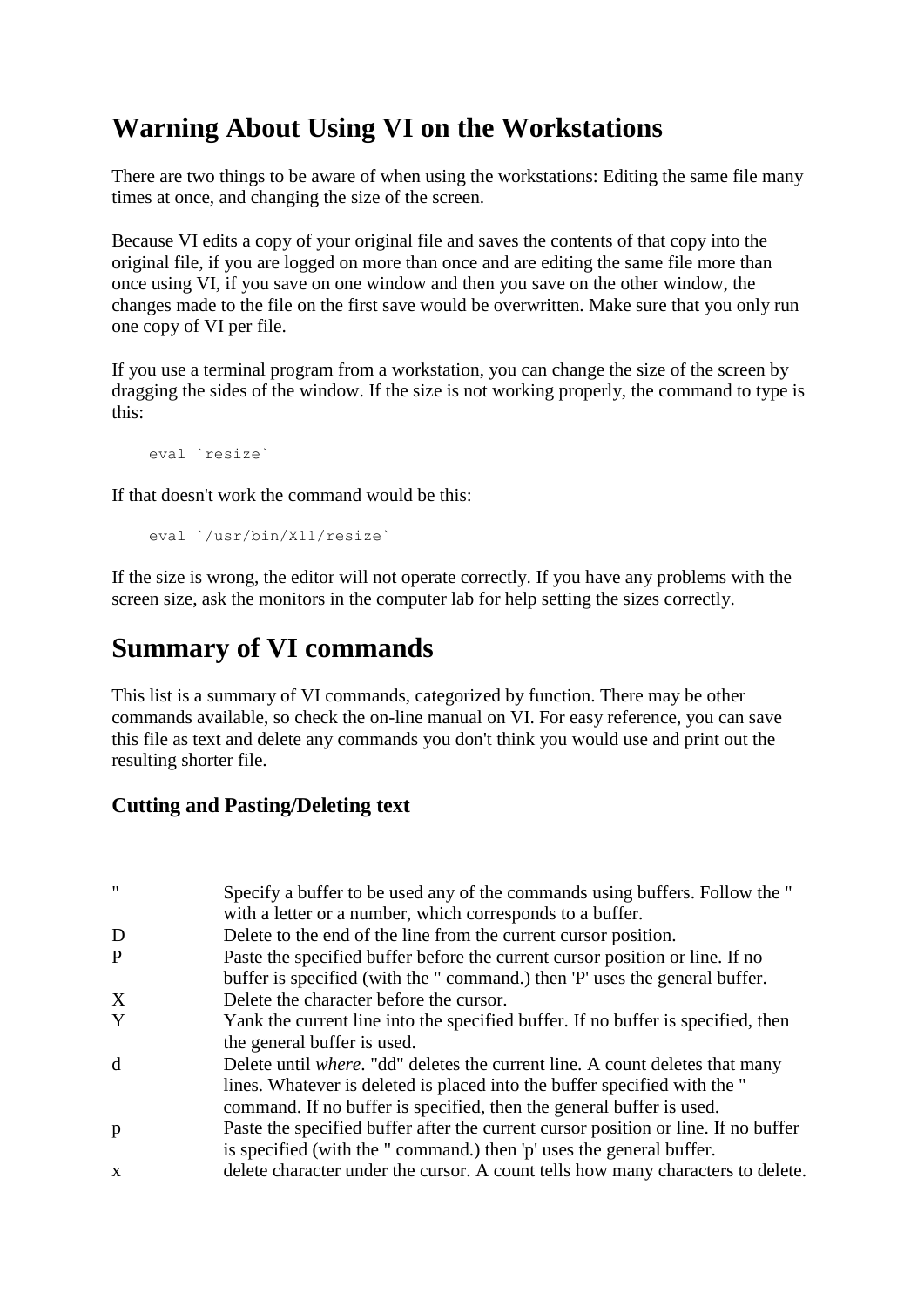# Warning About Using VI on the Workstations

There are two things to be aware of when using the workstations: Editing the same file many times at once, and changing the size of the screen.

Because VI edits a copy of your original file and saves the contents of that copy into the original file, if you are logged on more than once and are editing the same file more than once using VI, if you save on one window and then you save on the other window, the changes made to the file on the first save would be overwritten. Make sure that you only run one copy of VI per file.

If you use a terminal program from a workstation, you can change the size of the screen by dragging the sides of the window. If the size is not working properly, the command to type is this:

```
eval `resize`
```

If that doesn't work the command would be this:

```
eval `/usr/bin/X11/resize`
```

If the size is wrong, the editor will not operate correctly. If you have any problems with the screen size, ask the monitors in the computer lab for help setting the sizes correctly.

# Summary of VI commands

This list is a summary of VI commands, categorized by function. There may be other commands available, so check the on-line manual on VI. For easy reference, you can save this file as text and delete any commands you don't think you would use and print out the resulting shorter file.

### Cutting and Pasting/Deleting text

| | |
|---|---|
| " | Specify a buffer to be used any of the commands using buffers. Follow the " with a letter or a number, which corresponds to a buffer. |
| D | Delete to the end of the line from the current cursor position. |
| P | Paste the specified buffer before the current cursor position or line. If no buffer is specified (with the " command.) then 'P' uses the general buffer. |
| X | Delete the character before the cursor. |
| Y | Yank the current line into the specified buffer. If no buffer is specified, then the general buffer is used. |
| d | Delete until *where*. "dd" deletes the current line. A count deletes that many lines. Whatever is deleted is placed into the buffer specified with the " command. If no buffer is specified, then the general buffer is used. |
| p | Paste the specified buffer after the current cursor position or line. If no buffer is specified (with the " command.) then 'p' uses the general buffer. |
| x | delete character under the cursor. A count tells how many characters to delete. |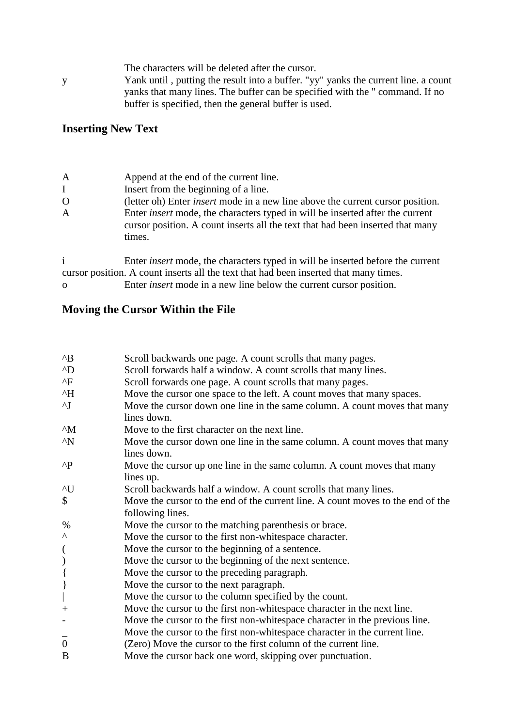The characters will be deleted after the cursor.

| | |
|---|---|
| y | Yank until , putting the result into a buffer. "yy" yanks the current line. a count yanks that many lines. The buffer can be specified with the " command. If no buffer is specified, then the general buffer is used. |

## Inserting New Text

| | |
|---|---|
| A | Append at the end of the current line. |
| I | Insert from the beginning of a line. |
| O | (letter oh) Enter *insert* mode in a new line above the current cursor position. |
| A | Enter *insert* mode, the characters typed in will be inserted after the current cursor position. A count inserts all the text that had been inserted that many times. |

i Enter *insert* mode, the characters typed in will be inserted before the current cursor position. A count inserts all the text that had been inserted that many times.
o Enter *insert* mode in a new line below the current cursor position.

## Moving the Cursor Within the File

| | |
|---|---|
| ^B | Scroll backwards one page. A count scrolls that many pages. |
| ^D | Scroll forwards half a window. A count scrolls that many lines. |
| ^F | Scroll forwards one page. A count scrolls that many pages. |
| ^H | Move the cursor one space to the left. A count moves that many spaces. |
| ^J | Move the cursor down one line in the same column. A count moves that many lines down. |
| ^M | Move to the first character on the next line. |
| ^N | Move the cursor down one line in the same column. A count moves that many lines down. |
| ^P | Move the cursor up one line in the same column. A count moves that many lines up. |
| ^U | Scroll backwards half a window. A count scrolls that many lines. |
| $ | Move the cursor to the end of the current line. A count moves to the end of the following lines. |
| % | Move the cursor to the matching parenthesis or brace. |
| ^ | Move the cursor to the first non-whitespace character. |
| ( | Move the cursor to the beginning of a sentence. |
| ) | Move the cursor to the beginning of the next sentence. |
| { | Move the cursor to the preceding paragraph. |
| } | Move the cursor to the next paragraph. |
| \| | Move the cursor to the column specified by the count. |
| + | Move the cursor to the first non-whitespace character in the next line. |
| - | Move the cursor to the first non-whitespace character in the previous line. |
| _ | Move the cursor to the first non-whitespace character in the current line. |
| 0 | (Zero) Move the cursor to the first column of the current line. |
| B | Move the cursor back one word, skipping over punctuation. |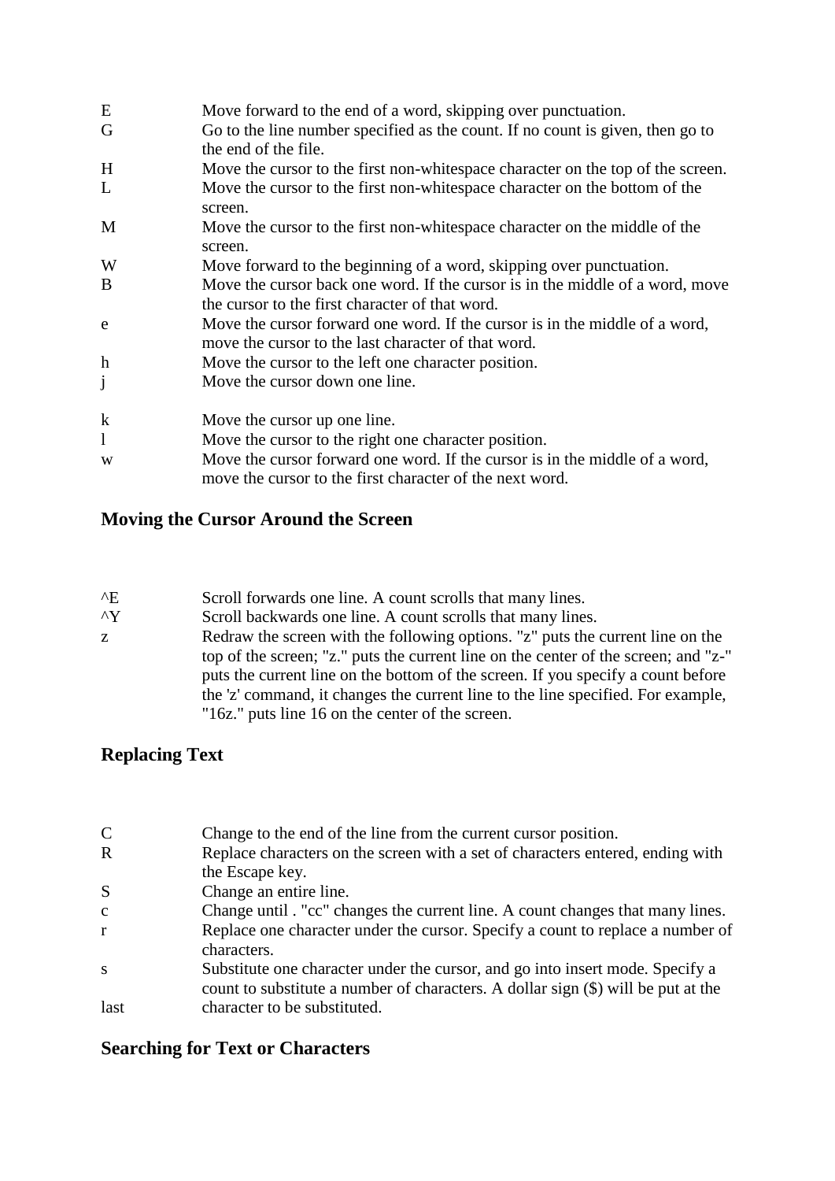| | |
|---|---|
| E | Move forward to the end of a word, skipping over punctuation. |
| G | Go to the line number specified as the count. If no count is given, then go to the end of the file. |
| H | Move the cursor to the first non-whitespace character on the top of the screen. |
| L | Move the cursor to the first non-whitespace character on the bottom of the screen. |
| M | Move the cursor to the first non-whitespace character on the middle of the screen. |
| W | Move forward to the beginning of a word, skipping over punctuation. |
| B | Move the cursor back one word. If the cursor is in the middle of a word, move the cursor to the first character of that word. |
| e | Move the cursor forward one word. If the cursor is in the middle of a word, move the cursor to the last character of that word. |
| h | Move the cursor to the left one character position. |
| j | Move the cursor down one line. |
| k | Move the cursor up one line. |
| l | Move the cursor to the right one character position. |
| w | Move the cursor forward one word. If the cursor is in the middle of a word, move the cursor to the first character of the next word. |

## Moving the Cursor Around the Screen

| | |
|---|---|
| ^E | Scroll forwards one line. A count scrolls that many lines. |
| ^Y | Scroll backwards one line. A count scrolls that many lines. |
| z | Redraw the screen with the following options. "z" puts the current line on the top of the screen; "z." puts the current line on the center of the screen; and "z-" puts the current line on the bottom of the screen. If you specify a count before the 'z' command, it changes the current line to the line specified. For example, "16z." puts line 16 on the center of the screen. |

## Replacing Text

| | |
|---|---|
| C | Change to the end of the line from the current cursor position. |
| R | Replace characters on the screen with a set of characters entered, ending with the Escape key. |
| S | Change an entire line. |
| c | Change until . "cc" changes the current line. A count changes that many lines. |
| r | Replace one character under the cursor. Specify a count to replace a number of characters. |
| s | Substitute one character under the cursor, and go into insert mode. Specify a count to substitute a number of characters. A dollar sign ($) will be put at the |
| last | character to be substituted. |

## Searching for Text or Characters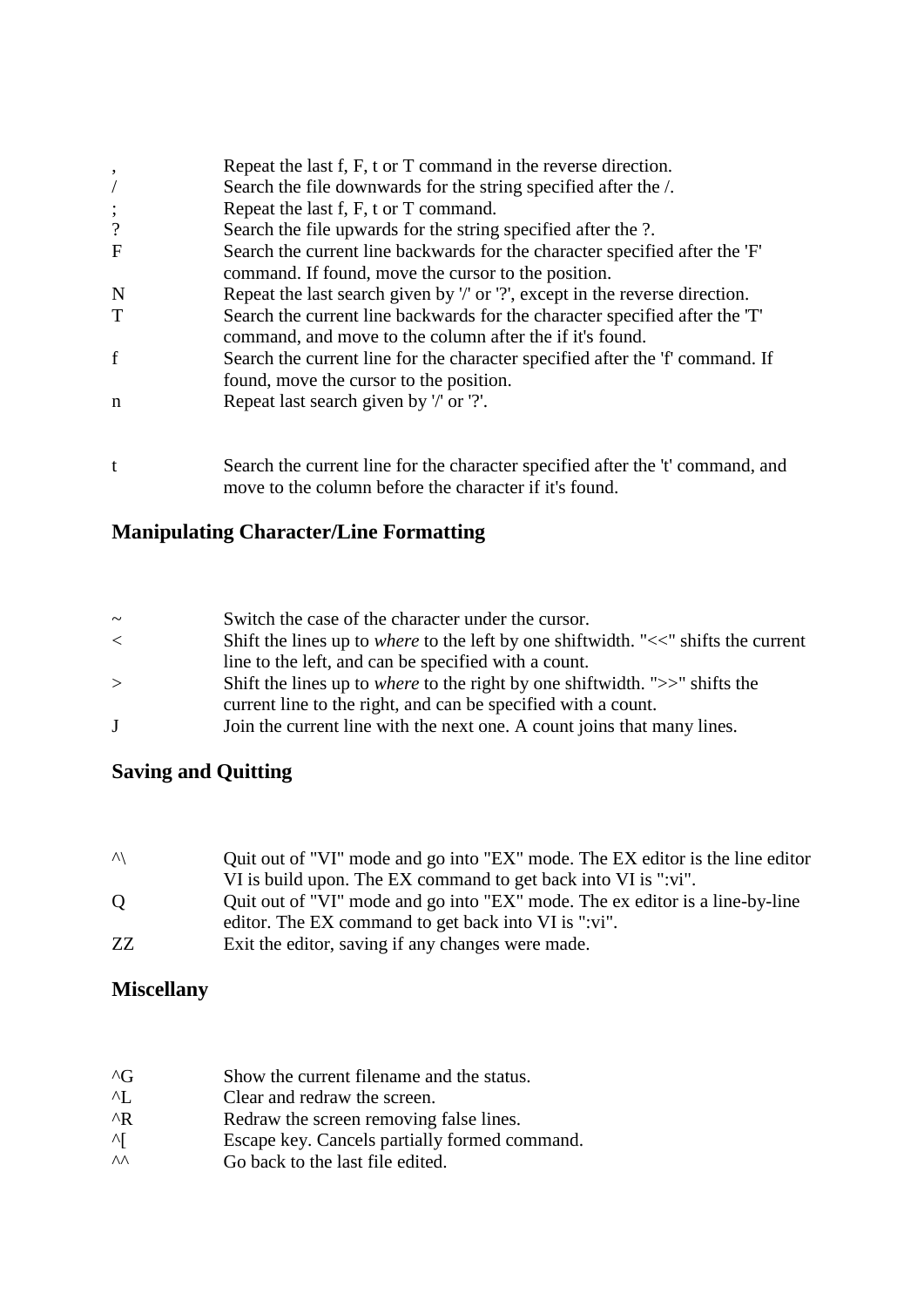| | |
|---|---|
| , | Repeat the last f, F, t or T command in the reverse direction. |
| / | Search the file downwards for the string specified after the /. |
| ; | Repeat the last f, F, t or T command. |
| ? | Search the file upwards for the string specified after the ?. |
| F | Search the current line backwards for the character specified after the 'F' command. If found, move the cursor to the position. |
| N | Repeat the last search given by '/' or '?', except in the reverse direction. |
| T | Search the current line backwards for the character specified after the 'T' command, and move to the column after the if it's found. |
| f | Search the current line for the character specified after the 'f' command. If found, move the cursor to the position. |
| n | Repeat last search given by '/' or '?'. |
| t | Search the current line for the character specified after the 't' command, and move to the column before the character if it's found. |

### Manipulating Character/Line Formatting

| | |
|---|---|
| ~ | Switch the case of the character under the cursor. |
| < | Shift the lines up to *where* to the left by one shiftwidth. "<<" shifts the current line to the left, and can be specified with a count. |
| > | Shift the lines up to *where* to the right by one shiftwidth. ">>" shifts the current line to the right, and can be specified with a count. |
| J | Join the current line with the next one. A count joins that many lines. |

### Saving and Quitting

| | |
|---|---|
| ^\ | Quit out of "VI" mode and go into "EX" mode. The EX editor is the line editor VI is build upon. The EX command to get back into VI is ":vi". |
| Q | Quit out of "VI" mode and go into "EX" mode. The ex editor is a line-by-line editor. The EX command to get back into VI is ":vi". |
| ZZ | Exit the editor, saving if any changes were made. |

### Miscellany

| | |
|---|---|
| ^G | Show the current filename and the status. |
| ^L | Clear and redraw the screen. |
| ^R | Redraw the screen removing false lines. |
| ^[ | Escape key. Cancels partially formed command. |
| ^^ | Go back to the last file edited. |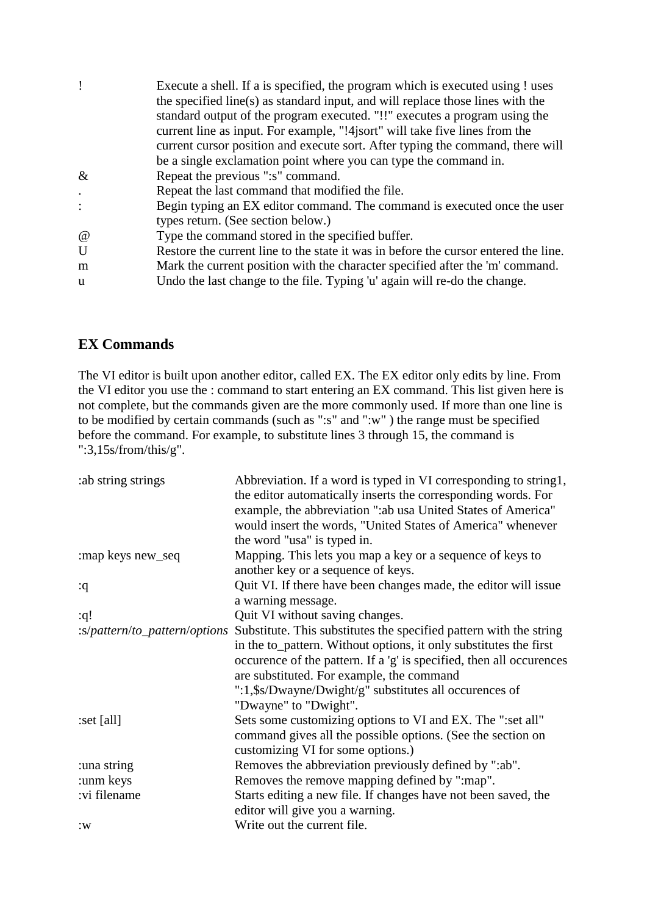| | |
|---|---|
| ! | Execute a shell. If a is specified, the program which is executed using ! uses the specified line(s) as standard input, and will replace those lines with the standard output of the program executed. "!!" executes a program using the current line as input. For example, "!4jsort" will take five lines from the current cursor position and execute sort. After typing the command, there will be a single exclamation point where you can type the command in. |
| & | Repeat the previous ":s" command. |
| . | Repeat the last command that modified the file. |
| : | Begin typing an EX editor command. The command is executed once the user types return. (See section below.) |
| @ | Type the command stored in the specified buffer. |
| U | Restore the current line to the state it was in before the cursor entered the line. |
| m | Mark the current position with the character specified after the 'm' command. |
| u | Undo the last change to the file. Typing 'u' again will re-do the change. |

## EX Commands

The VI editor is built upon another editor, called EX. The EX editor only edits by line. From the VI editor you use the : command to start entering an EX command. This list given here is not complete, but the commands given are the more commonly used. If more than one line is to be modified by certain commands (such as ":s" and ":w" ) the range must be specified before the command. For example, to substitute lines 3 through 15, the command is ":3,15s/from/this/g".

| | |
|---|---|
| :ab string strings | Abbreviation. If a word is typed in VI corresponding to string1, the editor automatically inserts the corresponding words. For example, the abbreviation ":ab usa United States of America" would insert the words, "United States of America" whenever the word "usa" is typed in. |
| :map keys new_seq | Mapping. This lets you map a key or a sequence of keys to another key or a sequence of keys. |
| :q | Quit VI. If there have been changes made, the editor will issue a warning message. |
| :q! | Quit VI without saving changes. |
| :s/*pattern*/*to_pattern*/*options* | Substitute. This substitutes the specified pattern with the string in the to_pattern. Without options, it only substitutes the first occurence of the pattern. If a 'g' is specified, then all occurences are substituted. For example, the command ":1,$s/Dwayne/Dwight/g" substitutes all occurences of "Dwayne" to "Dwight". |
| :set [all] | Sets some customizing options to VI and EX. The ":set all" command gives all the possible options. (See the section on customizing VI for some options.) |
| :una string | Removes the abbreviation previously defined by ":ab". |
| :unm keys | Removes the remove mapping defined by ":map". |
| :vi filename | Starts editing a new file. If changes have not been saved, the editor will give you a warning. |
| :w | Write out the current file. |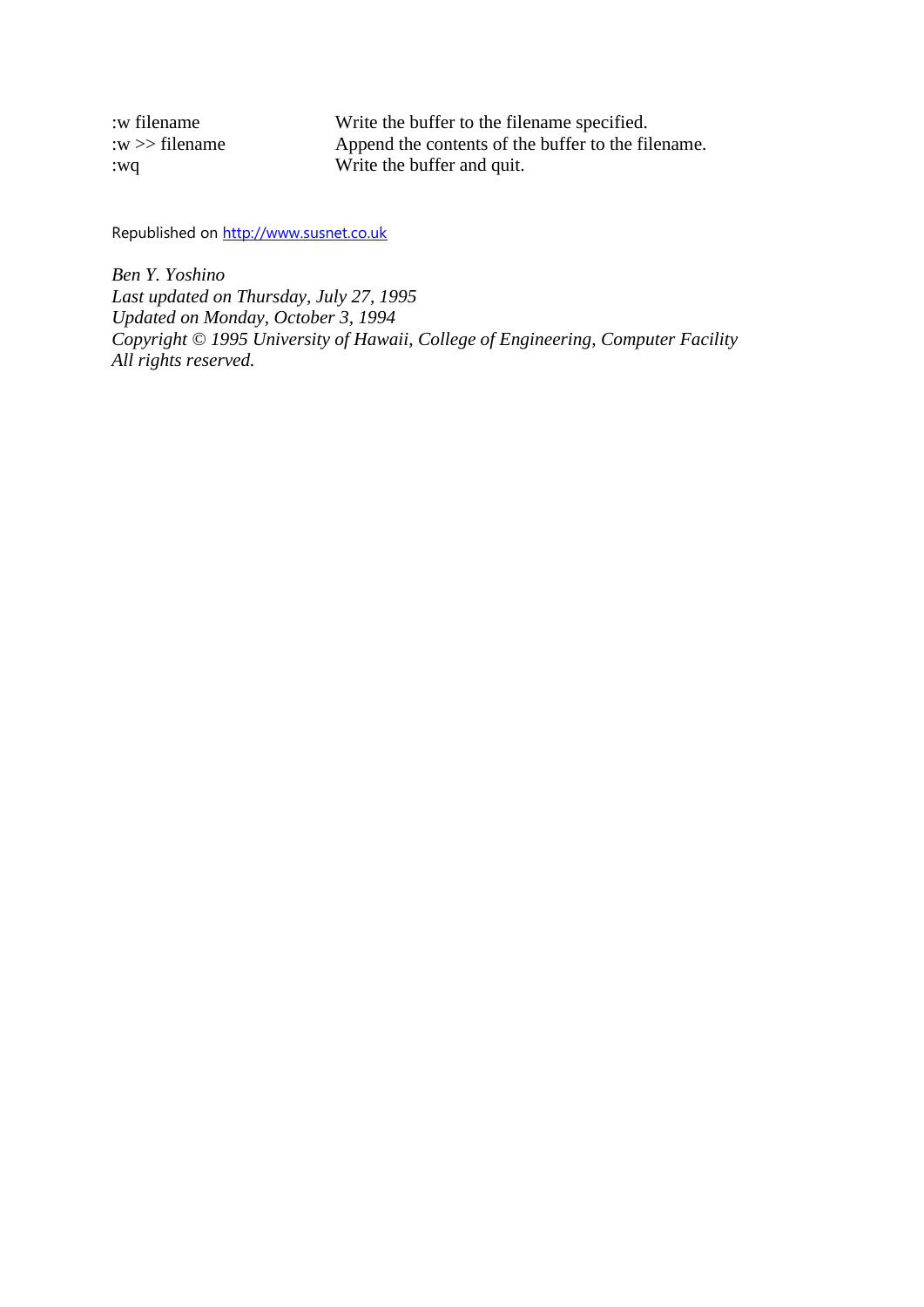| | |
|---|---|
| :w filename | Write the buffer to the filename specified. |
| :w >> filename | Append the contents of the buffer to the filename. |
| :wq | Write the buffer and quit. |

Republished on [http://www.susnet.co.uk](http://www.susnet.co.uk)

*Ben Y. Yoshino*
*Last updated on Thursday, July 27, 1995*
*Updated on Monday, October 3, 1994*
*Copyright © 1995 University of Hawaii, College of Engineering, Computer Facility*
*All rights reserved.*